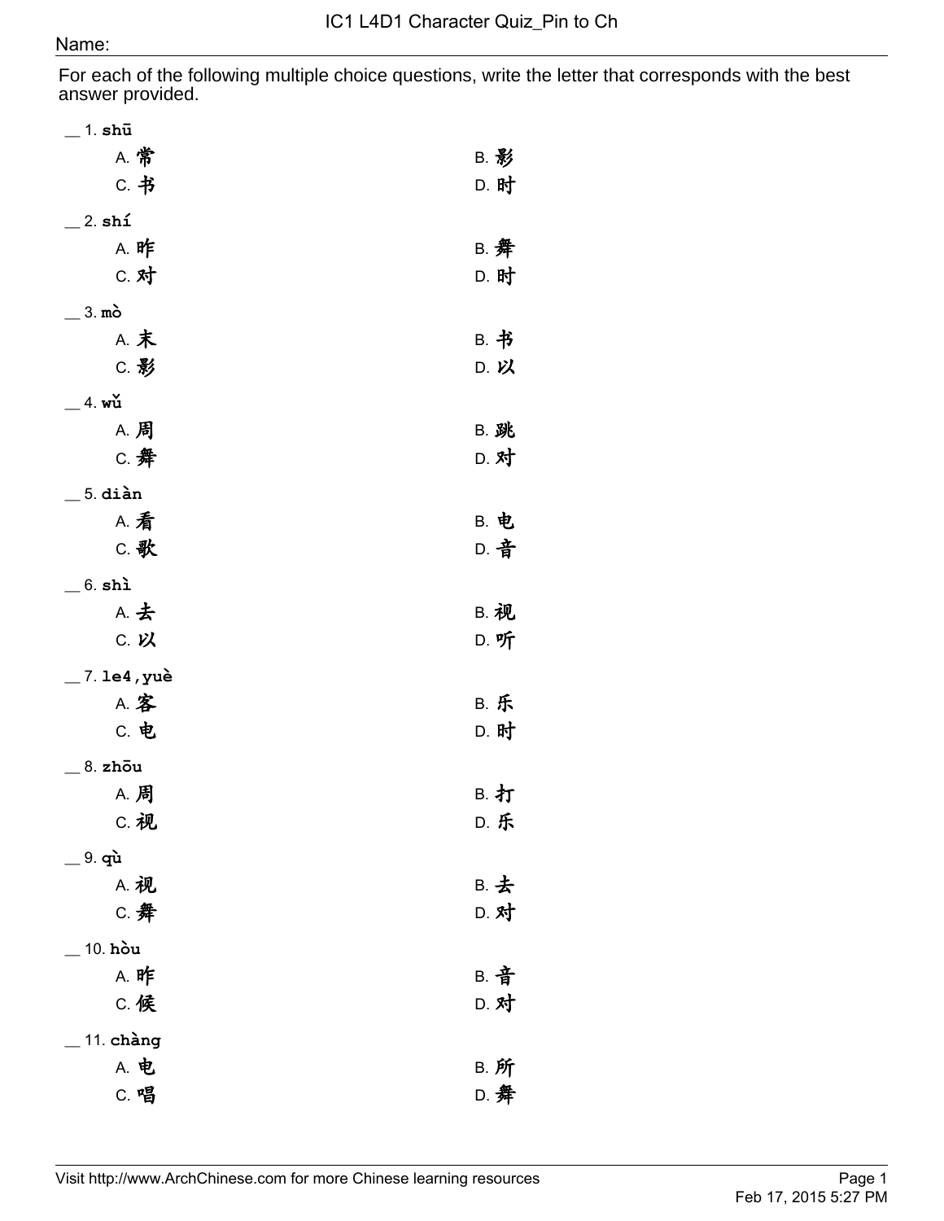# IC1 L4D1 Character Quiz_Pin to Ch

Name:

For each of the following multiple choice questions, write the letter that corresponds with the best answer provided.

__ 1. **shū**

A. 常 B. 影
C. 书 D. 时

__ 2. **shí**

A. 昨 B. 舞
C. 对 D. 时

__ 3. **mò**

A. 末 B. 书
C. 影 D. 以

__ 4. **wǔ**

A. 周 B. 跳
C. 舞 D. 对

__ 5. **diàn**

A. 看 B. 电
C. 歌 D. 音

__ 6. **shì**

A. 去 B. 视
C. 以 D. 听

__ 7. **le4,yuè**

A. 客 B. 乐
C. 电 D. 时

__ 8. **zhōu**

A. 周 B. 打
C. 视 D. 乐

__ 9. **qù**

A. 视 B. 去
C. 舞 D. 对

__ 10. **hòu**

A. 昨 B. 音
C. 候 D. 对

__ 11. **chàng**

A. 电 B. 所
C. 唱 D. 舞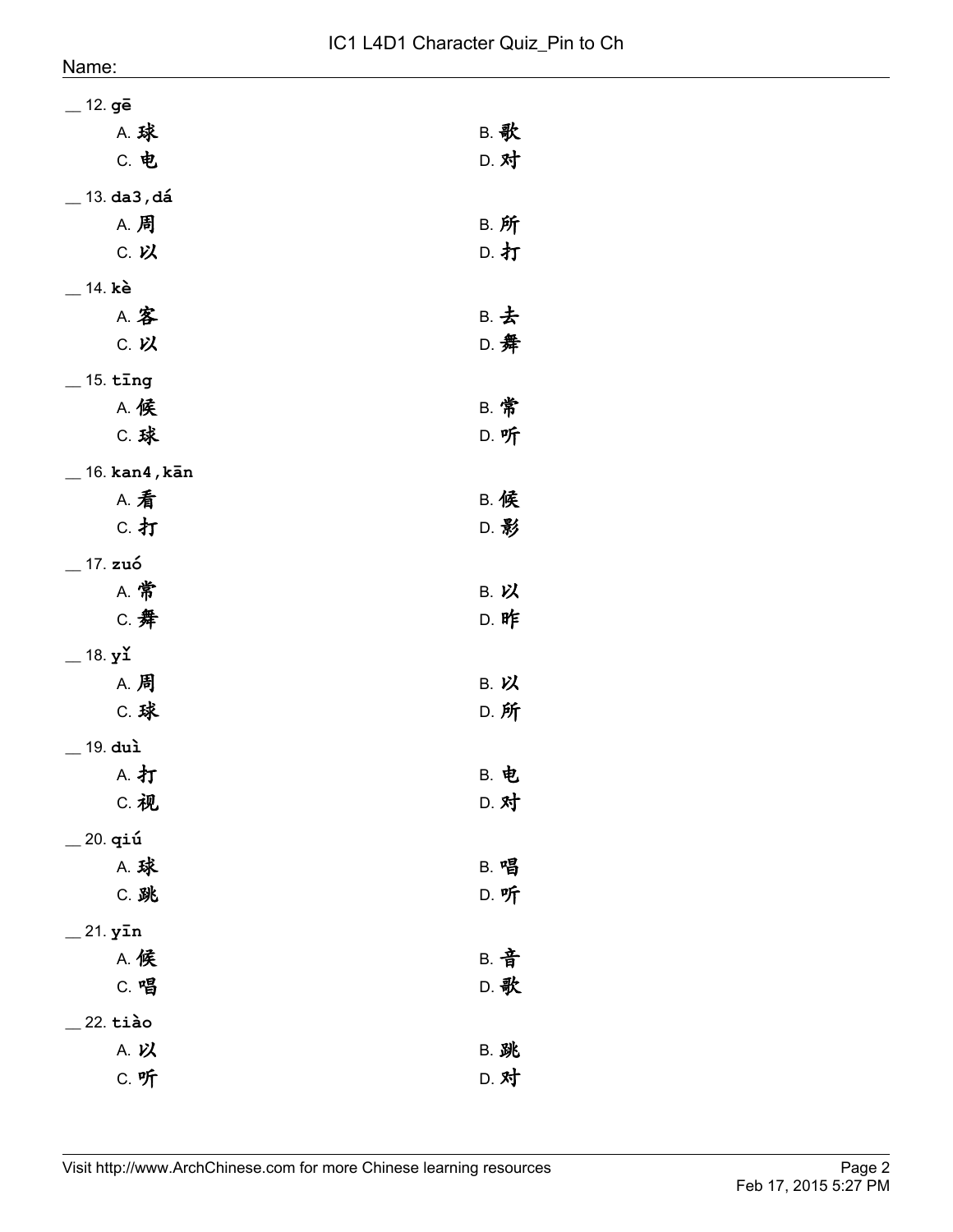Name:

__ 12. **gē**

A. 球　　B. 歌
C. 电　　D. 对

__ 13. **da3,dá**

A. 周　　B. 所
C. 以　　D. 打

__ 14. **kè**

A. 客　　B. 去
C. 以　　D. 舞

__ 15. **tīng**

A. 候　　B. 常
C. 球　　D. 听

__ 16. **kan4,kān**

A. 看　　B. 候
C. 打　　D. 影

__ 17. **zuó**

A. 常　　B. 以
C. 舞　　D. 昨

__ 18. **yǐ**

A. 周　　B. 以
C. 球　　D. 所

__ 19. **duì**

A. 打　　B. 电
C. 视　　D. 对

__ 20. **qiú**

A. 球　　B. 唱
C. 跳　　D. 听

__ 21. **yīn**

A. 候　　B. 音
C. 唱　　D. 歌

__ 22. **tiào**

A. 以　　B. 跳
C. 听　　D. 对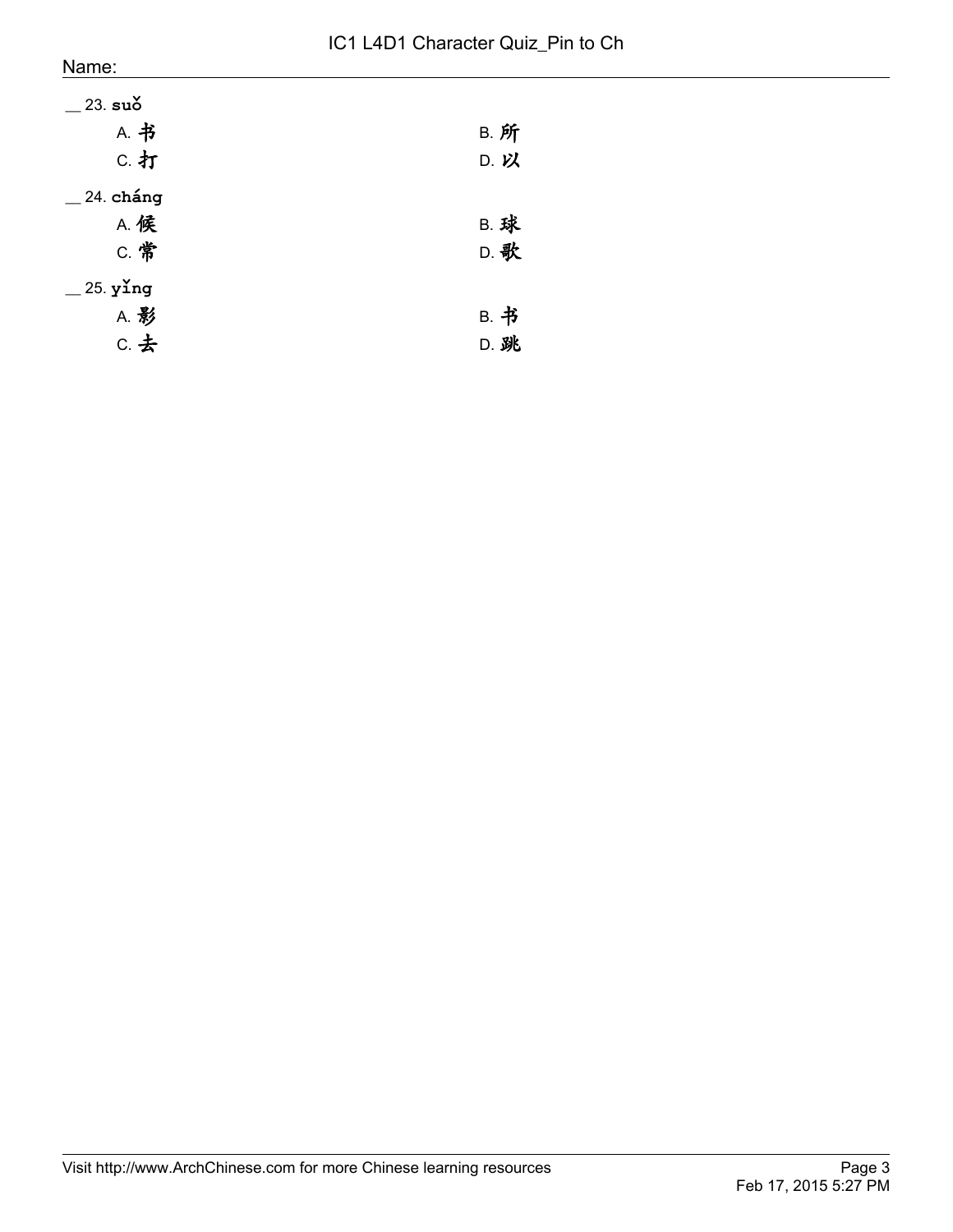Name:

__ 23. **suǒ**

A. 书 B. 所
C. 打 D. 以

__ 24. **cháng**

A. 候 B. 球
C. 常 D. 歌

__ 25. **yǐng**

A. 影 B. 书
C. 去 D. 跳